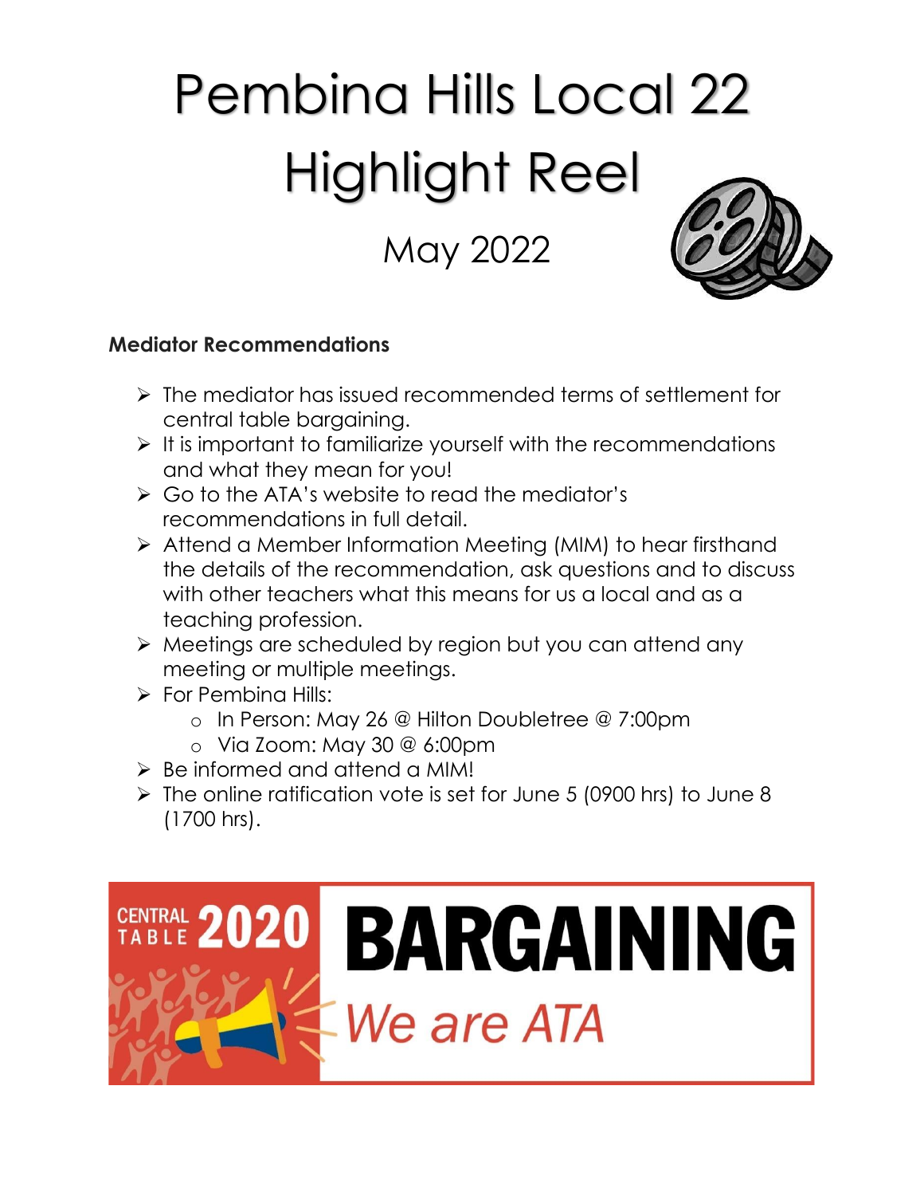# Pembina Hills Local 22 Highlight Reel

## May 2022

### Mediator Recommendations

- The mediator has issued recommended terms of settlement for central table bargaining.
- It is important to familiarize yourself with the recommendations and what they mean for you!
- Go to the ATA's website to read the mediator's recommendations in full detail.
- Attend a Member Information Meeting (MIM) to hear firsthand the details of the recommendation, ask questions and to discuss with other teachers what this means for us a local and as a teaching profession.
- Meetings are scheduled by region but you can attend any meeting or multiple meetings.
- For Pembina Hills:
  - In Person: May 26 @ Hilton Doubletree @ 7:00pm
  - Via Zoom: May 30 @ 6:00pm
- Be informed and attend a MIM!
- The online ratification vote is set for June 5 (0900 hrs) to June 8 (1700 hrs).

CENTRAL TABLE 2020 BARGAINING

*We are ATA*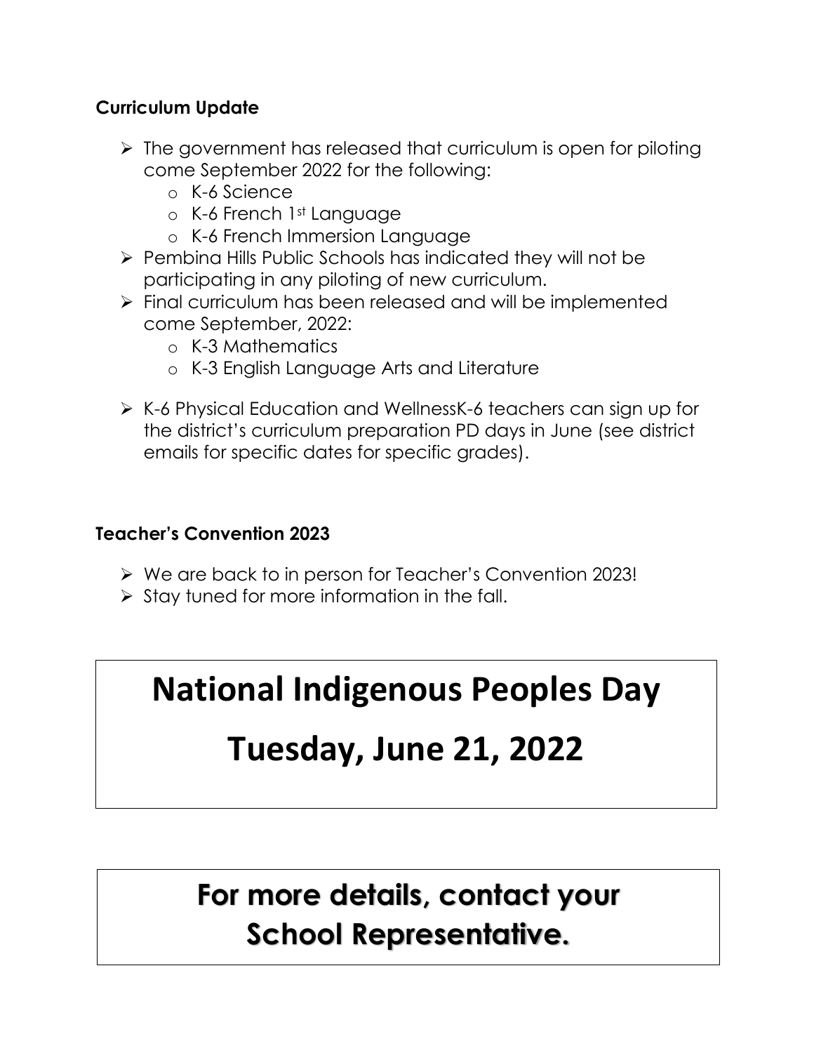### Curriculum Update

- The government has released that curriculum is open for piloting come September 2022 for the following:
  - K-6 Science
  - K-6 French 1st Language
  - K-6 French Immersion Language
- Pembina Hills Public Schools has indicated they will not be participating in any piloting of new curriculum.
- Final curriculum has been released and will be implemented come September, 2022:
  - K-3 Mathematics
  - K-3 English Language Arts and Literature
- K-6 Physical Education and WellnessK-6 teachers can sign up for the district's curriculum preparation PD days in June (see district emails for specific dates for specific grades).

### Teacher's Convention 2023

- We are back to in person for Teacher's Convention 2023!
- Stay tuned for more information in the fall.

# National Indigenous Peoples Day

# Tuesday, June 21, 2022

## For more details, contact your School Representative.